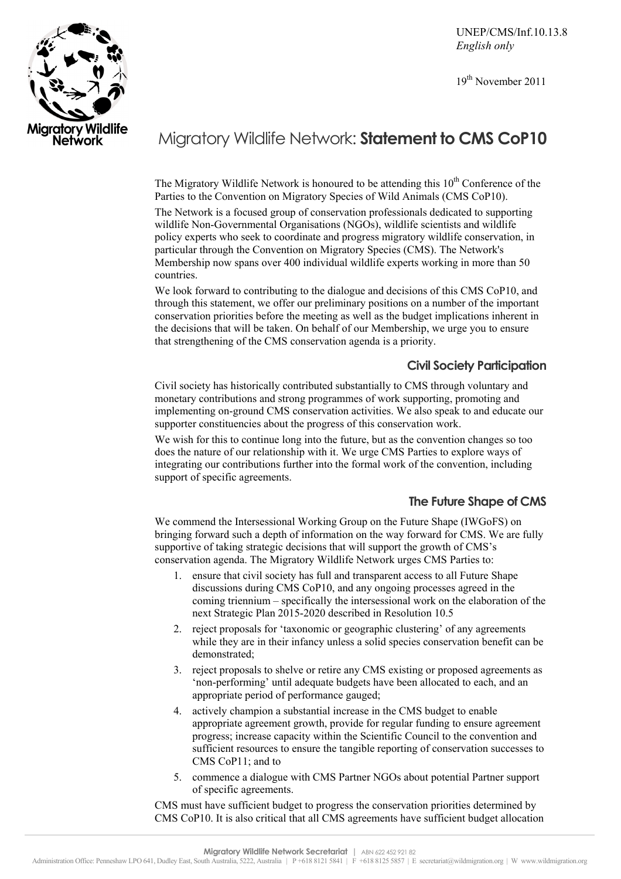UNEP/CMS/Inf.10.13.8
*English only*

19th November 2011

# Migratory Wildlife Network: **Statement to CMS CoP10**

The Migratory Wildlife Network is honoured to be attending this 10th Conference of the Parties to the Convention on Migratory Species of Wild Animals (CMS CoP10).

The Network is a focused group of conservation professionals dedicated to supporting wildlife Non-Governmental Organisations (NGOs), wildlife scientists and wildlife policy experts who seek to coordinate and progress migratory wildlife conservation, in particular through the Convention on Migratory Species (CMS). The Network's Membership now spans over 400 individual wildlife experts working in more than 50 countries.

We look forward to contributing to the dialogue and decisions of this CMS CoP10, and through this statement, we offer our preliminary positions on a number of the important conservation priorities before the meeting as well as the budget implications inherent in the decisions that will be taken. On behalf of our Membership, we urge you to ensure that strengthening of the CMS conservation agenda is a priority.

## Civil Society Participation

Civil society has historically contributed substantially to CMS through voluntary and monetary contributions and strong programmes of work supporting, promoting and implementing on-ground CMS conservation activities. We also speak to and educate our supporter constituencies about the progress of this conservation work.

We wish for this to continue long into the future, but as the convention changes so too does the nature of our relationship with it. We urge CMS Parties to explore ways of integrating our contributions further into the formal work of the convention, including support of specific agreements.

## The Future Shape of CMS

We commend the Intersessional Working Group on the Future Shape (IWGoFS) on bringing forward such a depth of information on the way forward for CMS. We are fully supportive of taking strategic decisions that will support the growth of CMS's conservation agenda. The Migratory Wildlife Network urges CMS Parties to:

1. ensure that civil society has full and transparent access to all Future Shape discussions during CMS CoP10, and any ongoing processes agreed in the coming triennium – specifically the intersessional work on the elaboration of the next Strategic Plan 2015-2020 described in Resolution 10.5
2. reject proposals for 'taxonomic or geographic clustering' of any agreements while they are in their infancy unless a solid species conservation benefit can be demonstrated;
3. reject proposals to shelve or retire any CMS existing or proposed agreements as 'non-performing' until adequate budgets have been allocated to each, and an appropriate period of performance gauged;
4. actively champion a substantial increase in the CMS budget to enable appropriate agreement growth, provide for regular funding to ensure agreement progress; increase capacity within the Scientific Council to the convention and sufficient resources to ensure the tangible reporting of conservation successes to CMS CoP11; and to
5. commence a dialogue with CMS Partner NGOs about potential Partner support of specific agreements.

CMS must have sufficient budget to progress the conservation priorities determined by CMS CoP10. It is also critical that all CMS agreements have sufficient budget allocation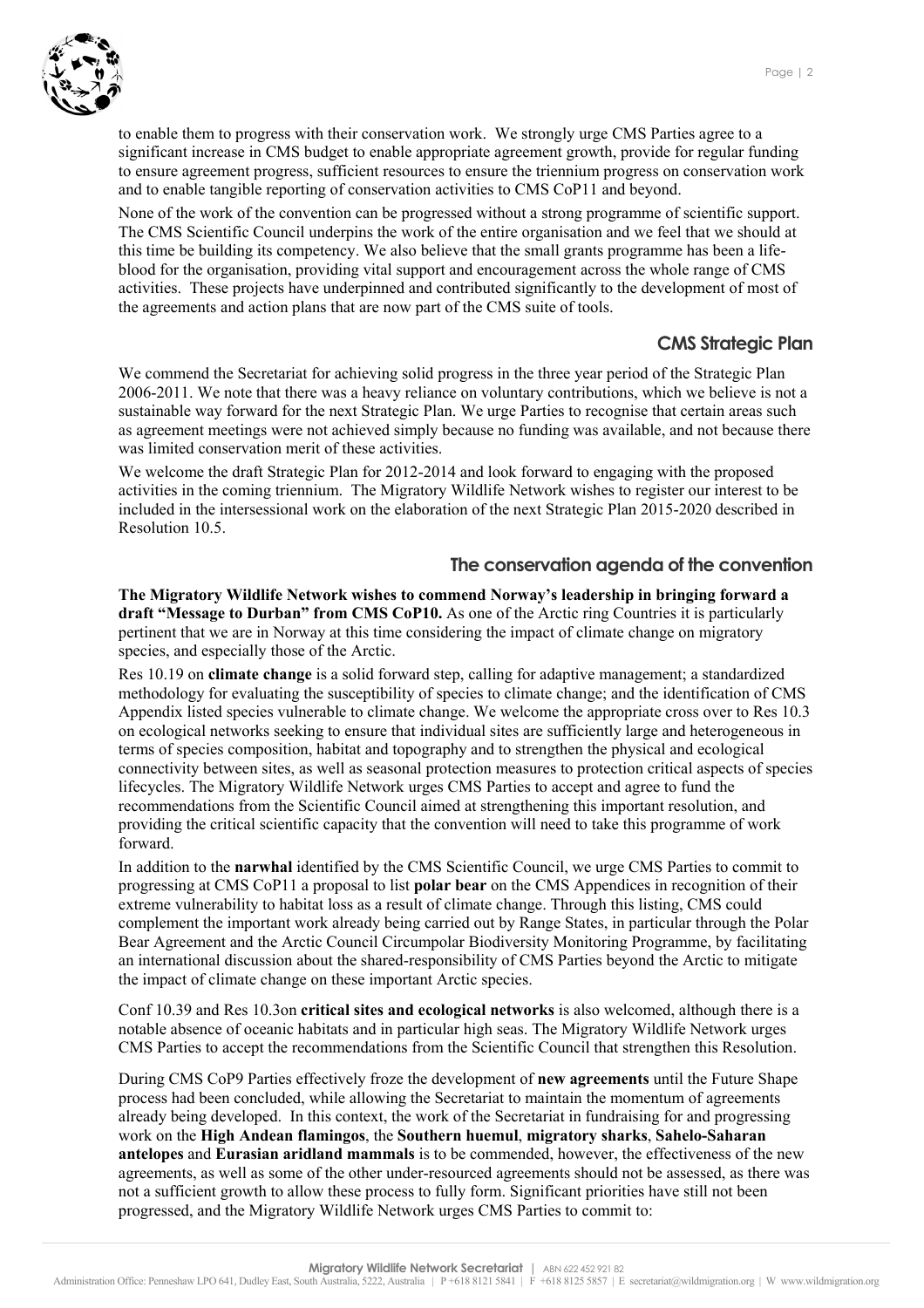to enable them to progress with their conservation work. We strongly urge CMS Parties agree to a significant increase in CMS budget to enable appropriate agreement growth, provide for regular funding to ensure agreement progress, sufficient resources to ensure the triennium progress on conservation work and to enable tangible reporting of conservation activities to CMS CoP11 and beyond.

None of the work of the convention can be progressed without a strong programme of scientific support. The CMS Scientific Council underpins the work of the entire organisation and we feel that we should at this time be building its competency. We also believe that the small grants programme has been a life-blood for the organisation, providing vital support and encouragement across the whole range of CMS activities. These projects have underpinned and contributed significantly to the development of most of the agreements and action plans that are now part of the CMS suite of tools.

## CMS Strategic Plan

We commend the Secretariat for achieving solid progress in the three year period of the Strategic Plan 2006-2011. We note that there was a heavy reliance on voluntary contributions, which we believe is not a sustainable way forward for the next Strategic Plan. We urge Parties to recognise that certain areas such as agreement meetings were not achieved simply because no funding was available, and not because there was limited conservation merit of these activities.

We welcome the draft Strategic Plan for 2012-2014 and look forward to engaging with the proposed activities in the coming triennium. The Migratory Wildlife Network wishes to register our interest to be included in the intersessional work on the elaboration of the next Strategic Plan 2015-2020 described in Resolution 10.5.

## The conservation agenda of the convention

**The Migratory Wildlife Network wishes to commend Norway's leadership in bringing forward a draft "Message to Durban" from CMS CoP10.** As one of the Arctic ring Countries it is particularly pertinent that we are in Norway at this time considering the impact of climate change on migratory species, and especially those of the Arctic.

Res 10.19 on **climate change** is a solid forward step, calling for adaptive management; a standardized methodology for evaluating the susceptibility of species to climate change; and the identification of CMS Appendix listed species vulnerable to climate change. We welcome the appropriate cross over to Res 10.3 on ecological networks seeking to ensure that individual sites are sufficiently large and heterogeneous in terms of species composition, habitat and topography and to strengthen the physical and ecological connectivity between sites, as well as seasonal protection measures to protection critical aspects of species lifecycles. The Migratory Wildlife Network urges CMS Parties to accept and agree to fund the recommendations from the Scientific Council aimed at strengthening this important resolution, and providing the critical scientific capacity that the convention will need to take this programme of work forward.

In addition to the **narwhal** identified by the CMS Scientific Council, we urge CMS Parties to commit to progressing at CMS CoP11 a proposal to list **polar bear** on the CMS Appendices in recognition of their extreme vulnerability to habitat loss as a result of climate change. Through this listing, CMS could complement the important work already being carried out by Range States, in particular through the Polar Bear Agreement and the Arctic Council Circumpolar Biodiversity Monitoring Programme, by facilitating an international discussion about the shared-responsibility of CMS Parties beyond the Arctic to mitigate the impact of climate change on these important Arctic species.

Conf 10.39 and Res 10.3on **critical sites and ecological networks** is also welcomed, although there is a notable absence of oceanic habitats and in particular high seas. The Migratory Wildlife Network urges CMS Parties to accept the recommendations from the Scientific Council that strengthen this Resolution.

During CMS CoP9 Parties effectively froze the development of **new agreements** until the Future Shape process had been concluded, while allowing the Secretariat to maintain the momentum of agreements already being developed. In this context, the work of the Secretariat in fundraising for and progressing work on the **High Andean flamingos**, the **Southern huemul**, **migratory sharks**, **Sahelo-Saharan antelopes** and **Eurasian aridland mammals** is to be commended, however, the effectiveness of the new agreements, as well as some of the other under-resourced agreements should not be assessed, as there was not a sufficient growth to allow these process to fully form. Significant priorities have still not been progressed, and the Migratory Wildlife Network urges CMS Parties to commit to: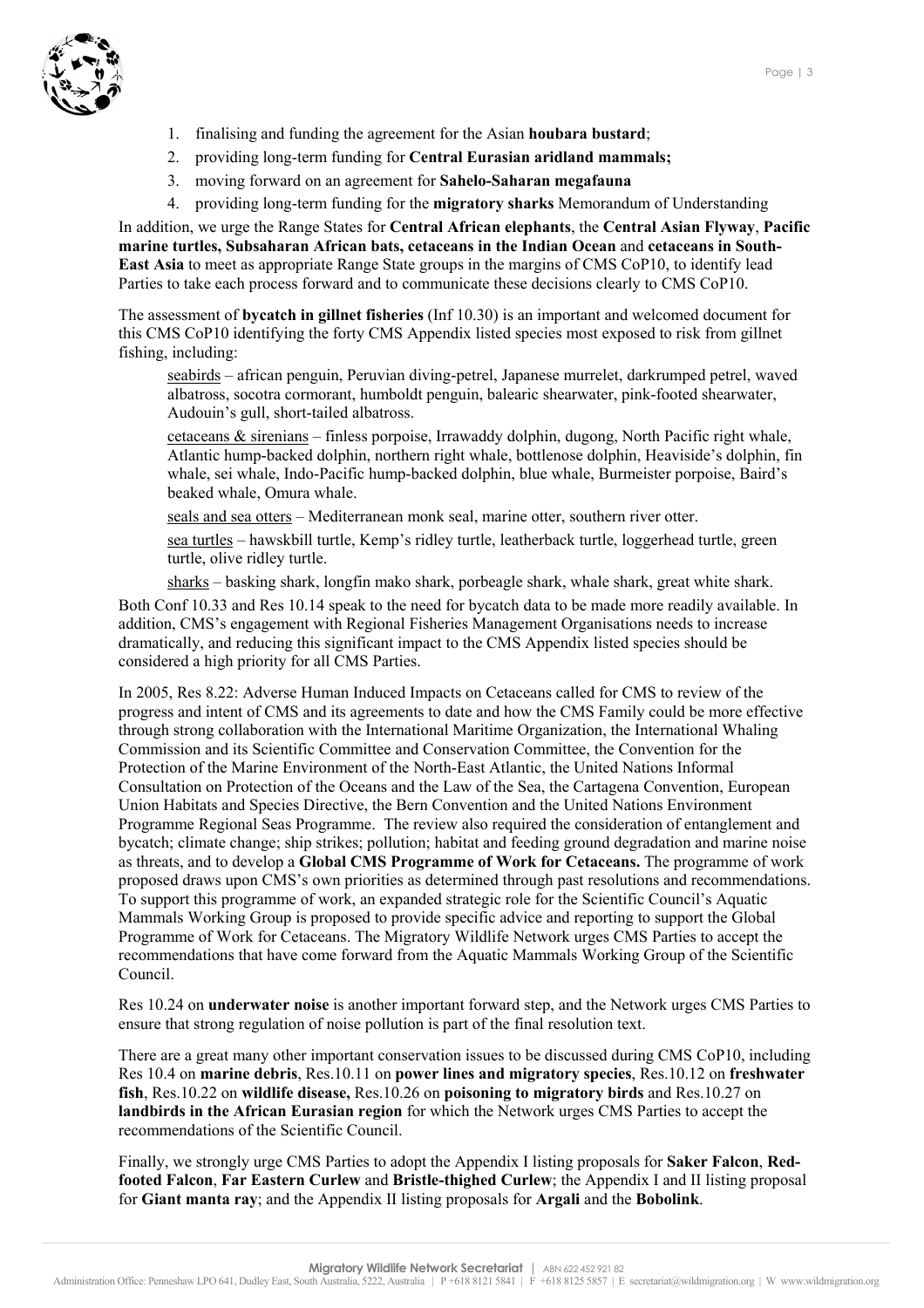1. finalising and funding the agreement for the Asian **houbara bustard**;
2. providing long-term funding for **Central Eurasian aridland mammals;**
3. moving forward on an agreement for **Sahelo-Saharan megafauna**
4. providing long-term funding for the **migratory sharks** Memorandum of Understanding

In addition, we urge the Range States for **Central African elephants**, the **Central Asian Flyway**, **Pacific marine turtles, Subsaharan African bats, cetaceans in the Indian Ocean** and **cetaceans in South-East Asia** to meet as appropriate Range State groups in the margins of CMS CoP10, to identify lead Parties to take each process forward and to communicate these decisions clearly to CMS CoP10.

The assessment of **bycatch in gillnet fisheries** (Inf 10.30) is an important and welcomed document for this CMS CoP10 identifying the forty CMS Appendix listed species most exposed to risk from gillnet fishing, including:

seabirds – african penguin, Peruvian diving-petrel, Japanese murrelet, darkrumped petrel, waved albatross, socotra cormorant, humboldt penguin, balearic shearwater, pink-footed shearwater, Audouin's gull, short-tailed albatross.

cetaceans & sirenians – finless porpoise, Irrawaddy dolphin, dugong, North Pacific right whale, Atlantic hump-backed dolphin, northern right whale, bottlenose dolphin, Heaviside's dolphin, fin whale, sei whale, Indo-Pacific hump-backed dolphin, blue whale, Burmeister porpoise, Baird's beaked whale, Omura whale.

seals and sea otters – Mediterranean monk seal, marine otter, southern river otter.

sea turtles – hawskbill turtle, Kemp's ridley turtle, leatherback turtle, loggerhead turtle, green turtle, olive ridley turtle.

sharks – basking shark, longfin mako shark, porbeagle shark, whale shark, great white shark.

Both Conf 10.33 and Res 10.14 speak to the need for bycatch data to be made more readily available. In addition, CMS's engagement with Regional Fisheries Management Organisations needs to increase dramatically, and reducing this significant impact to the CMS Appendix listed species should be considered a high priority for all CMS Parties.

In 2005, Res 8.22: Adverse Human Induced Impacts on Cetaceans called for CMS to review of the progress and intent of CMS and its agreements to date and how the CMS Family could be more effective through strong collaboration with the International Maritime Organization, the International Whaling Commission and its Scientific Committee and Conservation Committee, the Convention for the Protection of the Marine Environment of the North-East Atlantic, the United Nations Informal Consultation on Protection of the Oceans and the Law of the Sea, the Cartagena Convention, European Union Habitats and Species Directive, the Bern Convention and the United Nations Environment Programme Regional Seas Programme. The review also required the consideration of entanglement and bycatch; climate change; ship strikes; pollution; habitat and feeding ground degradation and marine noise as threats, and to develop a **Global CMS Programme of Work for Cetaceans.** The programme of work proposed draws upon CMS's own priorities as determined through past resolutions and recommendations. To support this programme of work, an expanded strategic role for the Scientific Council's Aquatic Mammals Working Group is proposed to provide specific advice and reporting to support the Global Programme of Work for Cetaceans. The Migratory Wildlife Network urges CMS Parties to accept the recommendations that have come forward from the Aquatic Mammals Working Group of the Scientific Council.

Res 10.24 on **underwater noise** is another important forward step, and the Network urges CMS Parties to ensure that strong regulation of noise pollution is part of the final resolution text.

There are a great many other important conservation issues to be discussed during CMS CoP10, including Res 10.4 on **marine debris**, Res.10.11 on **power lines and migratory species**, Res.10.12 on **freshwater fish**, Res.10.22 on **wildlife disease,** Res.10.26 on **poisoning to migratory birds** and Res.10.27 on **landbirds in the African Eurasian region** for which the Network urges CMS Parties to accept the recommendations of the Scientific Council.

Finally, we strongly urge CMS Parties to adopt the Appendix I listing proposals for **Saker Falcon**, **Red-footed Falcon**, **Far Eastern Curlew** and **Bristle-thighed Curlew**; the Appendix I and II listing proposal for **Giant manta ray**; and the Appendix II listing proposals for **Argali** and the **Bobolink**.